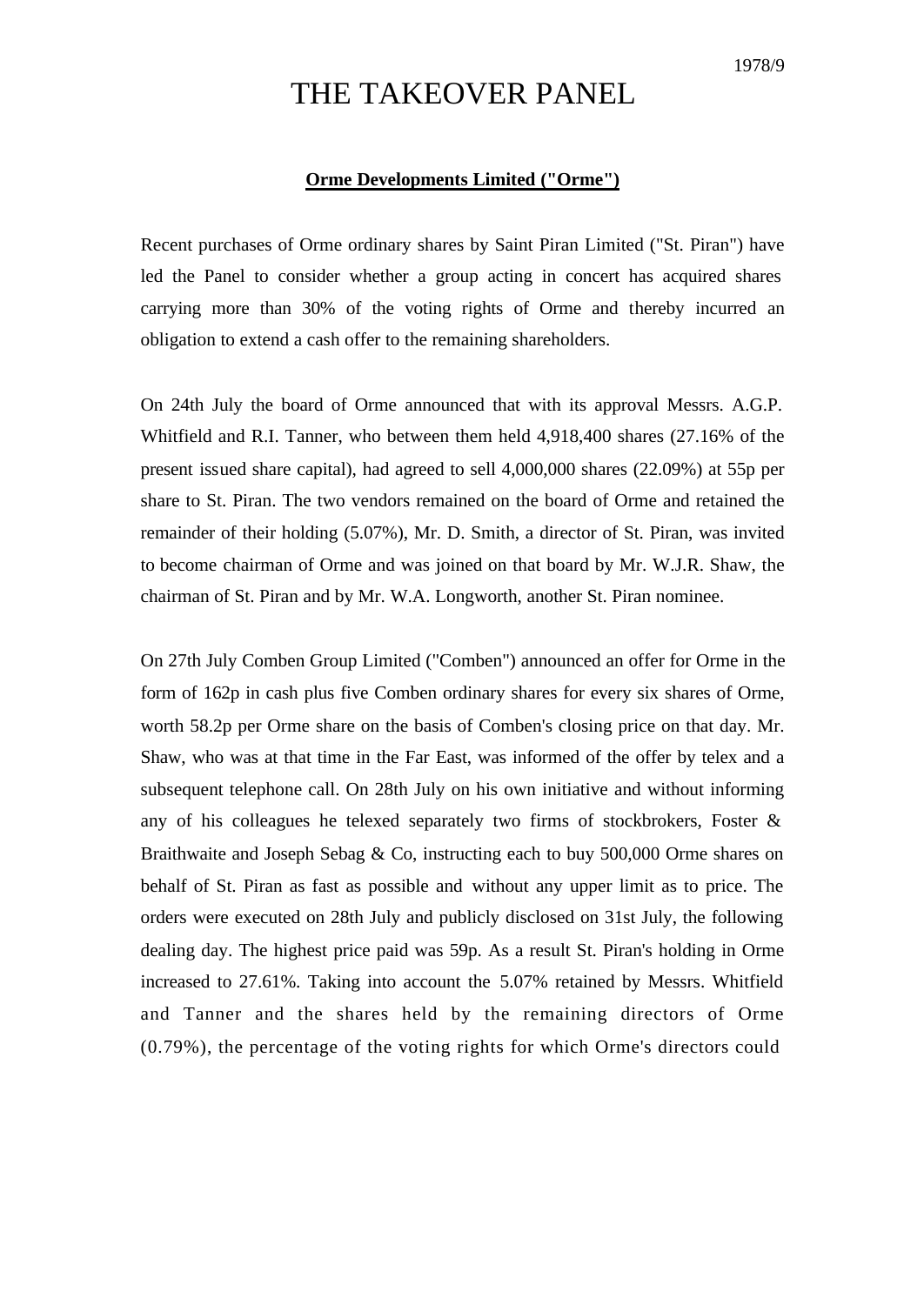1978/9

# THE TAKEOVER PANEL

**Orme Developments Limited ("Orme")**

Recent purchases of Orme ordinary shares by Saint Piran Limited ("St. Piran") have led the Panel to consider whether a group acting in concert has acquired shares carrying more than 30% of the voting rights of Orme and thereby incurred an obligation to extend a cash offer to the remaining shareholders.

On 24th July the board of Orme announced that with its approval Messrs. A.G.P. Whitfield and R.I. Tanner, who between them held 4,918,400 shares (27.16% of the present issued share capital), had agreed to sell 4,000,000 shares (22.09%) at 55p per share to St. Piran. The two vendors remained on the board of Orme and retained the remainder of their holding (5.07%), Mr. D. Smith, a director of St. Piran, was invited to become chairman of Orme and was joined on that board by Mr. W.J.R. Shaw, the chairman of St. Piran and by Mr. W.A. Longworth, another St. Piran nominee.

On 27th July Comben Group Limited ("Comben") announced an offer for Orme in the form of 162p in cash plus five Comben ordinary shares for every six shares of Orme, worth 58.2p per Orme share on the basis of Comben's closing price on that day. Mr. Shaw, who was at that time in the Far East, was informed of the offer by telex and a subsequent telephone call. On 28th July on his own initiative and without informing any of his colleagues he telexed separately two firms of stockbrokers, Foster & Braithwaite and Joseph Sebag & Co, instructing each to buy 500,000 Orme shares on behalf of St. Piran as fast as possible and without any upper limit as to price. The orders were executed on 28th July and publicly disclosed on 31st July, the following dealing day. The highest price paid was 59p. As a result St. Piran's holding in Orme increased to 27.61%. Taking into account the 5.07% retained by Messrs. Whitfield and Tanner and the shares held by the remaining directors of Orme (0.79%), the percentage of the voting rights for which Orme's directors could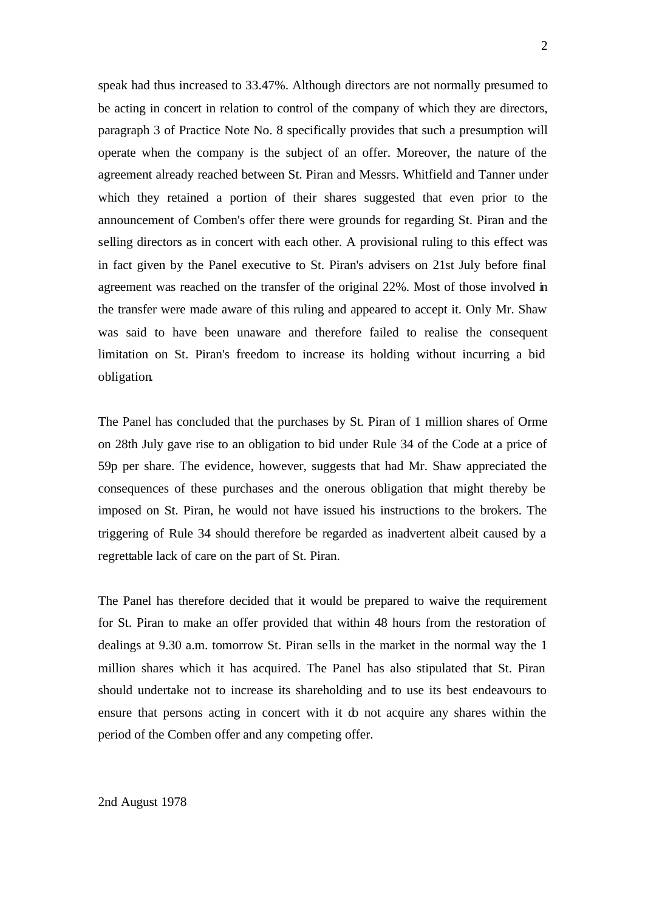speak had thus increased to 33.47%. Although directors are not normally presumed to be acting in concert in relation to control of the company of which they are directors, paragraph 3 of Practice Note No. 8 specifically provides that such a presumption will operate when the company is the subject of an offer. Moreover, the nature of the agreement already reached between St. Piran and Messrs. Whitfield and Tanner under which they retained a portion of their shares suggested that even prior to the announcement of Comben's offer there were grounds for regarding St. Piran and the selling directors as in concert with each other. A provisional ruling to this effect was in fact given by the Panel executive to St. Piran's advisers on 21st July before final agreement was reached on the transfer of the original 22%. Most of those involved in the transfer were made aware of this ruling and appeared to accept it. Only Mr. Shaw was said to have been unaware and therefore failed to realise the consequent limitation on St. Piran's freedom to increase its holding without incurring a bid obligation.

The Panel has concluded that the purchases by St. Piran of 1 million shares of Orme on 28th July gave rise to an obligation to bid under Rule 34 of the Code at a price of 59p per share. The evidence, however, suggests that had Mr. Shaw appreciated the consequences of these purchases and the onerous obligation that might thereby be imposed on St. Piran, he would not have issued his instructions to the brokers. The triggering of Rule 34 should therefore be regarded as inadvertent albeit caused by a regrettable lack of care on the part of St. Piran.

The Panel has therefore decided that it would be prepared to waive the requirement for St. Piran to make an offer provided that within 48 hours from the restoration of dealings at 9.30 a.m. tomorrow St. Piran sells in the market in the normal way the 1 million shares which it has acquired. The Panel has also stipulated that St. Piran should undertake not to increase its shareholding and to use its best endeavours to ensure that persons acting in concert with it do not acquire any shares within the period of the Comben offer and any competing offer.

2nd August 1978